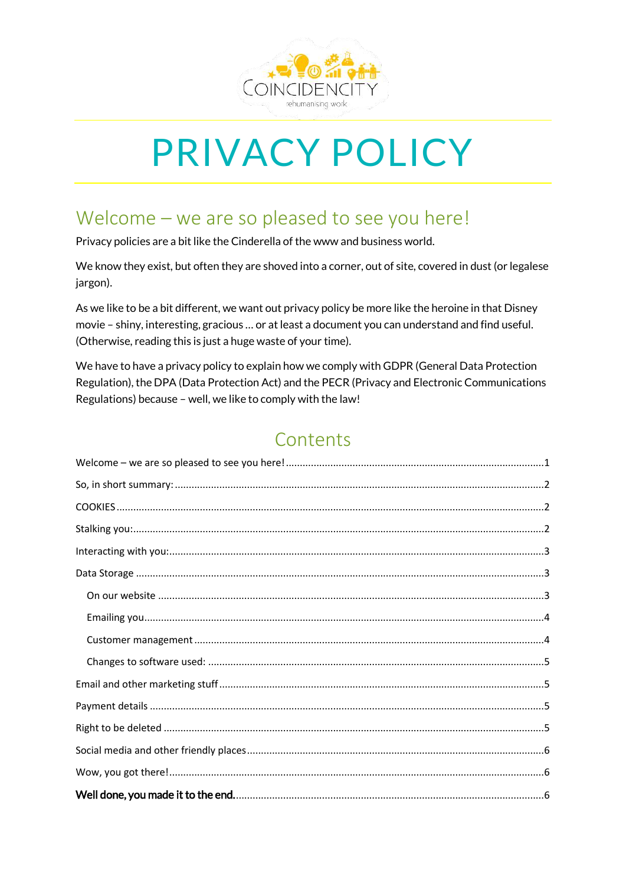COINCIDENCITY

rehumanising work

# PRIVACY POLICY

## Welcome – we are so pleased to see you here!

Privacy policies are a bit like the Cinderella of the www and business world.

We know they exist, but often they are shoved into a corner, out of site, covered in dust (or legalese jargon).

As we like to be a bit different, we want out privacy policy be more like the heroine in that Disney movie – shiny, interesting, gracious … or at least a document you can understand and find useful. (Otherwise, reading this is just a huge waste of your time).

We have to have a privacy policy to explain how we comply with GDPR (General Data Protection Regulation), the DPA (Data Protection Act) and the PECR (Privacy and Electronic Communications Regulations) because – well, we like to comply with the law!

## Contents

- Welcome – we are so pleased to see you here! ........ 1
- So, in short summary: ........ 2
- COOKIES ........ 2
- Stalking you: ........ 2
- Interacting with you: ........ 3
- Data Storage ........ 3
  - On our website ........ 3
  - Emailing you ........ 4
  - Customer management ........ 4
  - Changes to software used: ........ 5
- Email and other marketing stuff ........ 5
- Payment details ........ 5
- Right to be deleted ........ 5
- Social media and other friendly places ........ 6
- Wow, you got there! ........ 6
- **Well done, you made it to the end.** ........ 6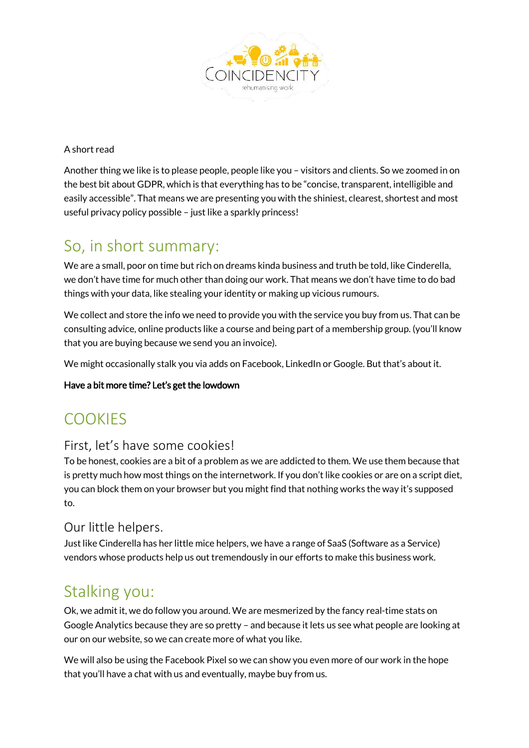A short read

Another thing we like is to please people, people like you – visitors and clients. So we zoomed in on the best bit about GDPR, which is that everything has to be "concise, transparent, intelligible and easily accessible". That means we are presenting you with the shiniest, clearest, shortest and most useful privacy policy possible – just like a sparkly princess!

## So, in short summary:

We are a small, poor on time but rich on dreams kinda business and truth be told, like Cinderella, we don't have time for much other than doing our work. That means we don't have time to do bad things with your data, like stealing your identity or making up vicious rumours.

We collect and store the info we need to provide you with the service you buy from us. That can be consulting advice, online products like a course and being part of a membership group. (you'll know that you are buying because we send you an invoice).

We might occasionally stalk you via adds on Facebook, LinkedIn or Google. But that's about it.

**Have a bit more time? Let's get the lowdown**

## COOKIES

### First, let's have some cookies!

To be honest, cookies are a bit of a problem as we are addicted to them. We use them because that is pretty much how most things on the internetwork. If you don't like cookies or are on a script diet, you can block them on your browser but you might find that nothing works the way it's supposed to.

### Our little helpers.

Just like Cinderella has her little mice helpers, we have a range of SaaS (Software as a Service) vendors whose products help us out tremendously in our efforts to make this business work.

## Stalking you:

Ok, we admit it, we do follow you around. We are mesmerized by the fancy real-time stats on Google Analytics because they are so pretty – and because it lets us see what people are looking at our on our website, so we can create more of what you like.

We will also be using the Facebook Pixel so we can show you even more of our work in the hope that you'll have a chat with us and eventually, maybe buy from us.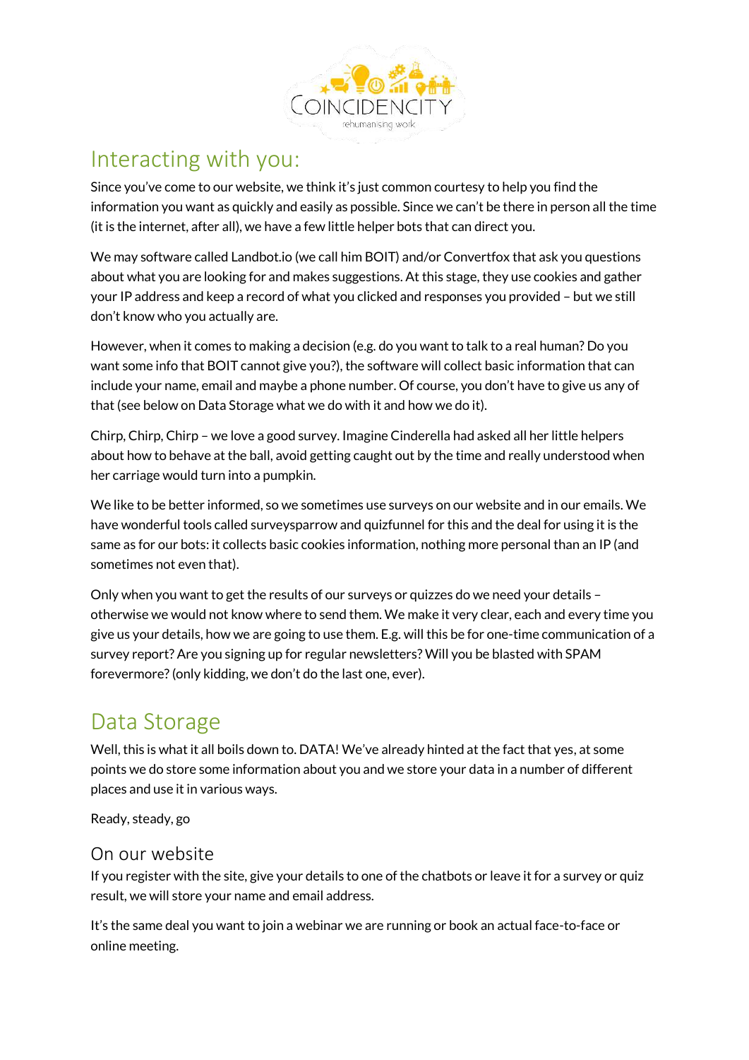## Interacting with you:

Since you've come to our website, we think it's just common courtesy to help you find the information you want as quickly and easily as possible. Since we can't be there in person all the time (it is the internet, after all), we have a few little helper bots that can direct you.

We may software called Landbot.io (we call him BOIT) and/or Convertfox that ask you questions about what you are looking for and makes suggestions. At this stage, they use cookies and gather your IP address and keep a record of what you clicked and responses you provided – but we still don't know who you actually are.

However, when it comes to making a decision (e.g. do you want to talk to a real human? Do you want some info that BOIT cannot give you?), the software will collect basic information that can include your name, email and maybe a phone number. Of course, you don't have to give us any of that (see below on Data Storage what we do with it and how we do it).

Chirp, Chirp, Chirp – we love a good survey. Imagine Cinderella had asked all her little helpers about how to behave at the ball, avoid getting caught out by the time and really understood when her carriage would turn into a pumpkin.

We like to be better informed, so we sometimes use surveys on our website and in our emails. We have wonderful tools called surveysparrow and quizfunnel for this and the deal for using it is the same as for our bots: it collects basic cookies information, nothing more personal than an IP (and sometimes not even that).

Only when you want to get the results of our surveys or quizzes do we need your details – otherwise we would not know where to send them. We make it very clear, each and every time you give us your details, how we are going to use them. E.g. will this be for one-time communication of a survey report? Are you signing up for regular newsletters? Will you be blasted with SPAM forevermore? (only kidding, we don't do the last one, ever).

## Data Storage

Well, this is what it all boils down to. DATA! We've already hinted at the fact that yes, at some points we do store some information about you and we store your data in a number of different places and use it in various ways.

Ready, steady, go

### On our website

If you register with the site, give your details to one of the chatbots or leave it for a survey or quiz result, we will store your name and email address.

It's the same deal you want to join a webinar we are running or book an actual face-to-face or online meeting.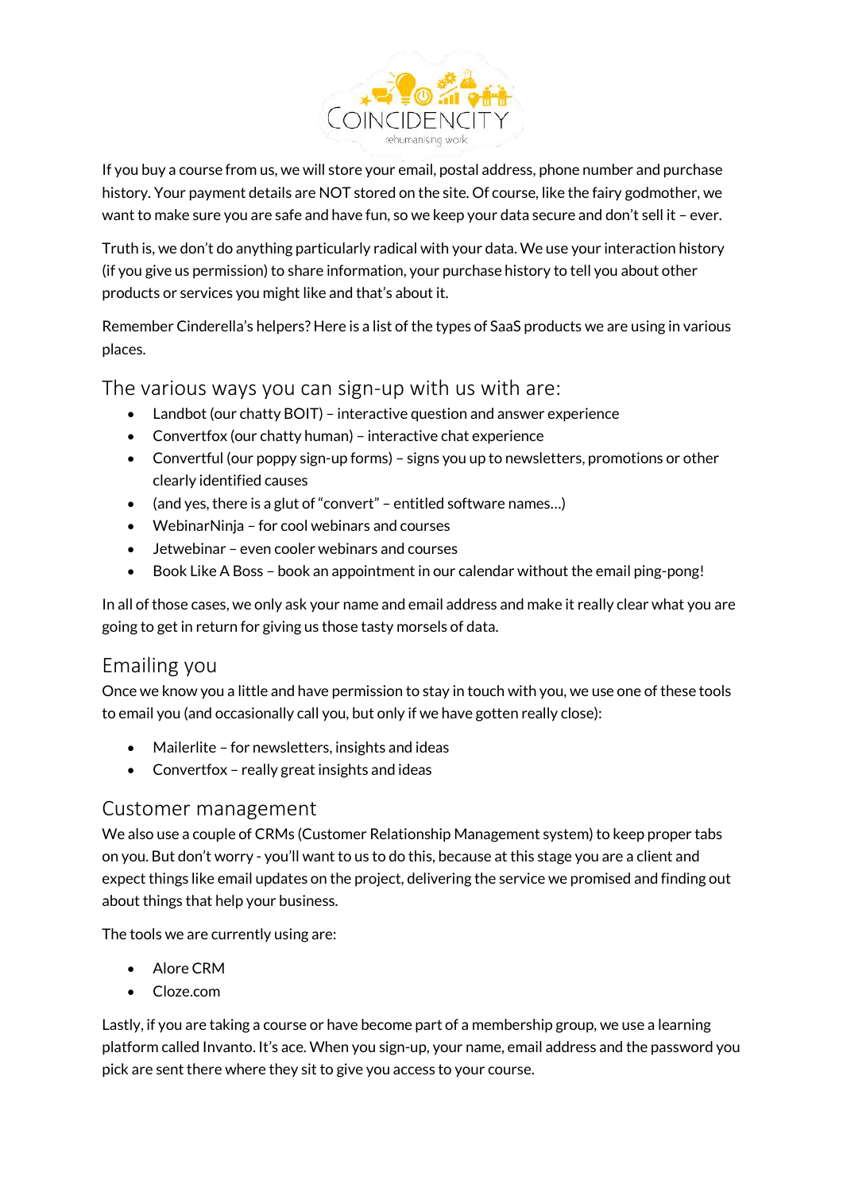If you buy a course from us, we will store your email, postal address, phone number and purchase history. Your payment details are NOT stored on the site. Of course, like the fairy godmother, we want to make sure you are safe and have fun, so we keep your data secure and don't sell it – ever.

Truth is, we don't do anything particularly radical with your data. We use your interaction history (if you give us permission) to share information, your purchase history to tell you about other products or services you might like and that's about it.

Remember Cinderella's helpers? Here is a list of the types of SaaS products we are using in various places.

## The various ways you can sign-up with us with are:

- Landbot (our chatty BOIT) – interactive question and answer experience
- Convertfox (our chatty human) – interactive chat experience
- Convertful (our poppy sign-up forms) – signs you up to newsletters, promotions or other clearly identified causes
- (and yes, there is a glut of "convert" – entitled software names…)
- WebinarNinja – for cool webinars and courses
- Jetwebinar – even cooler webinars and courses
- Book Like A Boss – book an appointment in our calendar without the email ping-pong!

In all of those cases, we only ask your name and email address and make it really clear what you are going to get in return for giving us those tasty morsels of data.

## Emailing you

Once we know you a little and have permission to stay in touch with you, we use one of these tools to email you (and occasionally call you, but only if we have gotten really close):

- Mailerlite – for newsletters, insights and ideas
- Convertfox – really great insights and ideas

## Customer management

We also use a couple of CRMs (Customer Relationship Management system) to keep proper tabs on you. But don't worry - you'll want to us to do this, because at this stage you are a client and expect things like email updates on the project, delivering the service we promised and finding out about things that help your business.

The tools we are currently using are:

- Alore CRM
- Cloze.com

Lastly, if you are taking a course or have become part of a membership group, we use a learning platform called Invanto. It's ace. When you sign-up, your name, email address and the password you pick are sent there where they sit to give you access to your course.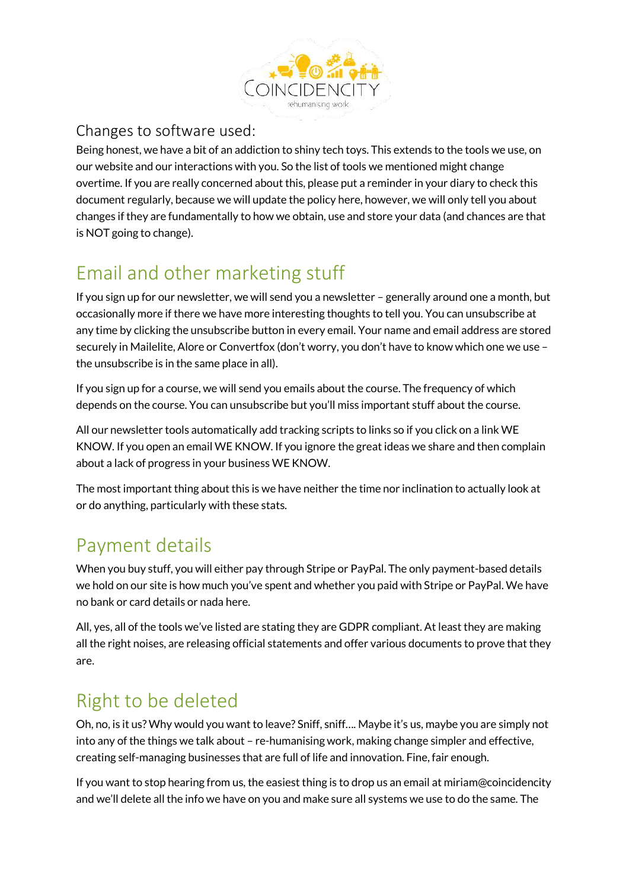### Changes to software used:

Being honest, we have a bit of an addiction to shiny tech toys. This extends to the tools we use, on our website and our interactions with you. So the list of tools we mentioned might change overtime. If you are really concerned about this, please put a reminder in your diary to check this document regularly, because we will update the policy here, however, we will only tell you about changes if they are fundamentally to how we obtain, use and store your data (and chances are that is NOT going to change).

## Email and other marketing stuff

If you sign up for our newsletter, we will send you a newsletter – generally around one a month, but occasionally more if there we have more interesting thoughts to tell you. You can unsubscribe at any time by clicking the unsubscribe button in every email. Your name and email address are stored securely in Mailelite, Alore or Convertfox (don't worry, you don't have to know which one we use – the unsubscribe is in the same place in all).

If you sign up for a course, we will send you emails about the course. The frequency of which depends on the course. You can unsubscribe but you'll miss important stuff about the course.

All our newsletter tools automatically add tracking scripts to links so if you click on a link WE KNOW. If you open an email WE KNOW. If you ignore the great ideas we share and then complain about a lack of progress in your business WE KNOW.

The most important thing about this is we have neither the time nor inclination to actually look at or do anything, particularly with these stats.

## Payment details

When you buy stuff, you will either pay through Stripe or PayPal. The only payment-based details we hold on our site is how much you've spent and whether you paid with Stripe or PayPal. We have no bank or card details or nada here.

All, yes, all of the tools we've listed are stating they are GDPR compliant. At least they are making all the right noises, are releasing official statements and offer various documents to prove that they are.

## Right to be deleted

Oh, no, is it us? Why would you want to leave? Sniff, sniff…. Maybe it's us, maybe you are simply not into any of the things we talk about – re-humanising work, making change simpler and effective, creating self-managing businesses that are full of life and innovation. Fine, fair enough.

If you want to stop hearing from us, the easiest thing is to drop us an email at miriam@coincidencity and we'll delete all the info we have on you and make sure all systems we use to do the same. The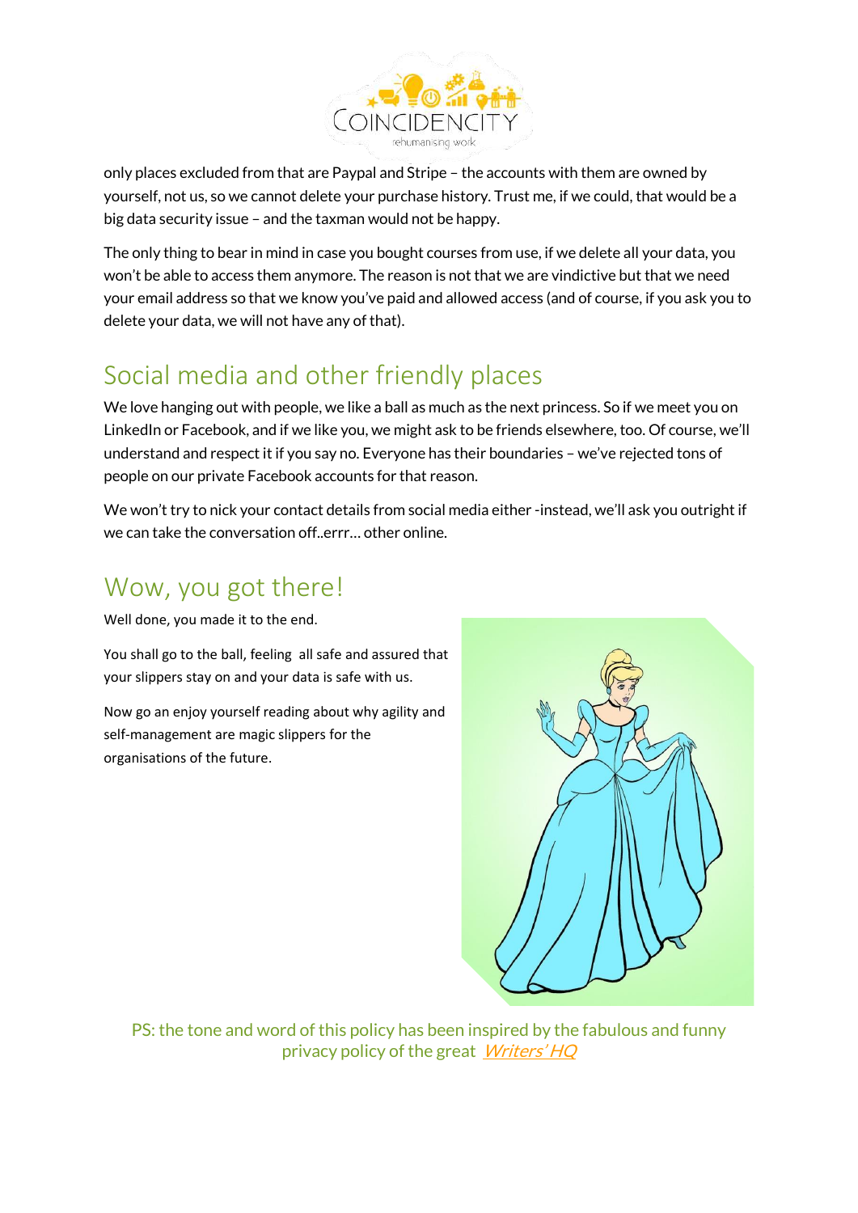only places excluded from that are Paypal and Stripe – the accounts with them are owned by yourself, not us, so we cannot delete your purchase history. Trust me, if we could, that would be a big data security issue – and the taxman would not be happy.

The only thing to bear in mind in case you bought courses from use, if we delete all your data, you won't be able to access them anymore. The reason is not that we are vindictive but that we need your email address so that we know you've paid and allowed access (and of course, if you ask you to delete your data, we will not have any of that).

## Social media and other friendly places

We love hanging out with people, we like a ball as much as the next princess. So if we meet you on LinkedIn or Facebook, and if we like you, we might ask to be friends elsewhere, too. Of course, we'll understand and respect it if you say no. Everyone has their boundaries – we've rejected tons of people on our private Facebook accounts for that reason.

We won't try to nick your contact details from social media either -instead, we'll ask you outright if we can take the conversation off..errr… other online.

## Wow, you got there!

Well done, you made it to the end.

You shall go to the ball, feeling all safe and assured that your slippers stay on and your data is safe with us.

Now go an enjoy yourself reading about why agility and self-management are magic slippers for the organisations of the future.

PS: the tone and word of this policy has been inspired by the fabulous and funny privacy policy of the great *Writers' HQ*